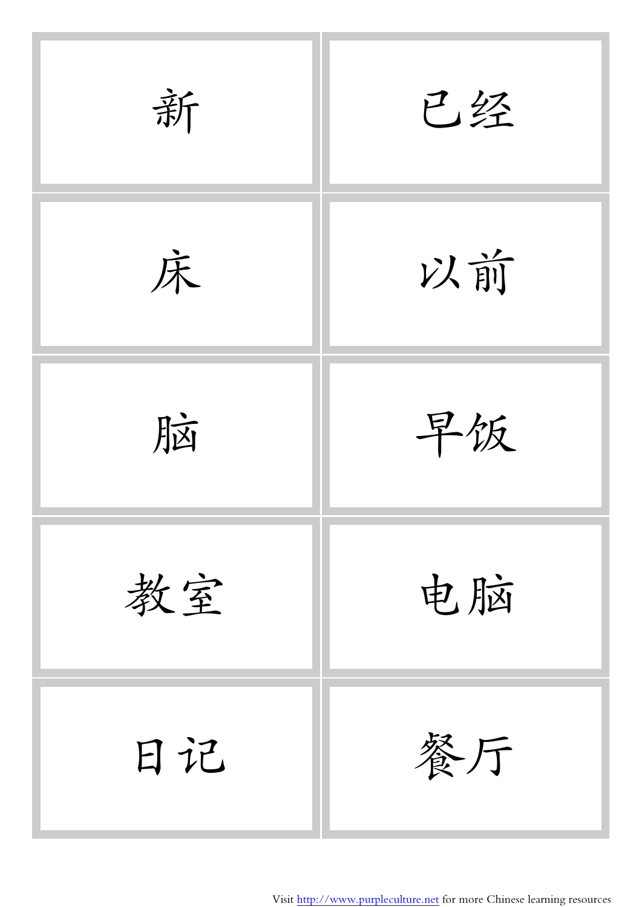| | |
|---|---|
| 新 | 已经 |
| 床 | 以前 |
| 脑 | 早饭 |
| 教室 | 电脑 |
| 日记 | 餐厅 |

Visit http://www.purpleculture.net for more Chinese learning resources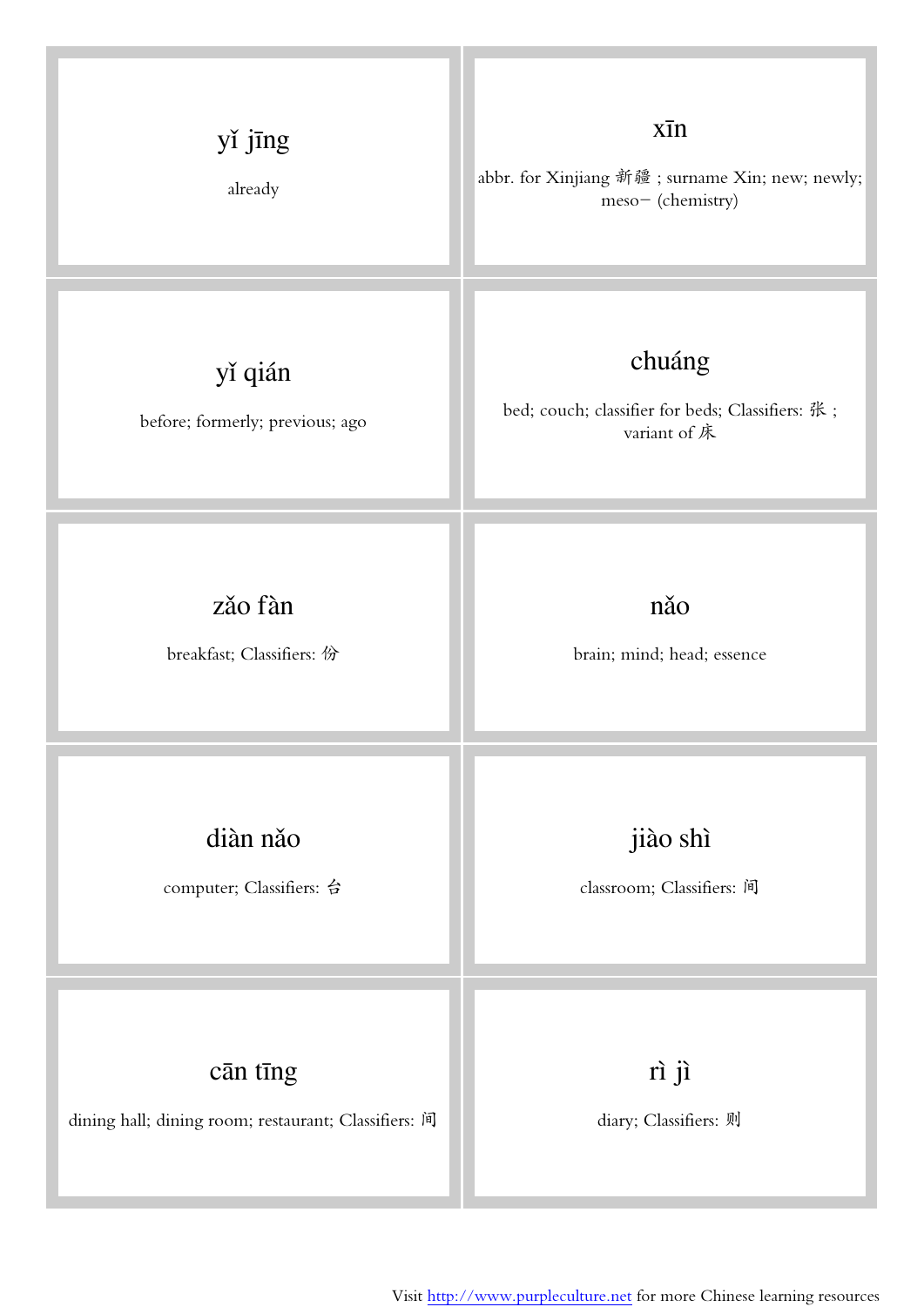| | |
|---|---|
| **yǐ jīng**<br>already | **xīn**<br>abbr. for Xinjiang 新疆 ; surname Xin; new; newly; meso− (chemistry) |
| **yǐ qián**<br>before; formerly; previous; ago | **chuáng**<br>bed; couch; classifier for beds; Classifiers: 张 ; variant of 床 |
| **zǎo fàn**<br>breakfast; Classifiers: 份 | **nǎo**<br>brain; mind; head; essence |
| **diàn nǎo**<br>computer; Classifiers: 台 | **jiào shì**<br>classroom; Classifiers: 间 |
| **cān tīng**<br>dining hall; dining room; restaurant; Classifiers: 间 | **rì jì**<br>diary; Classifiers: 则 |

Visit http://www.purpleculture.net for more Chinese learning resources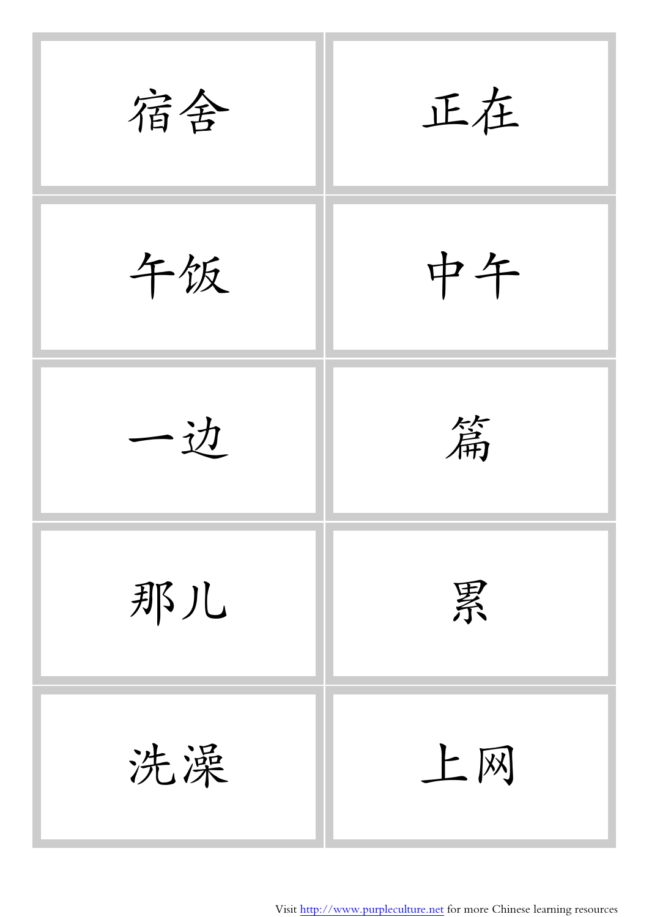| | |
|---|---|
| 宿舍 | 正在 |
| 午饭 | 中午 |
| 一边 | 篇 |
| 那儿 | 累 |
| 洗澡 | 上网 |

Visit http://www.purpleculture.net for more Chinese learning resources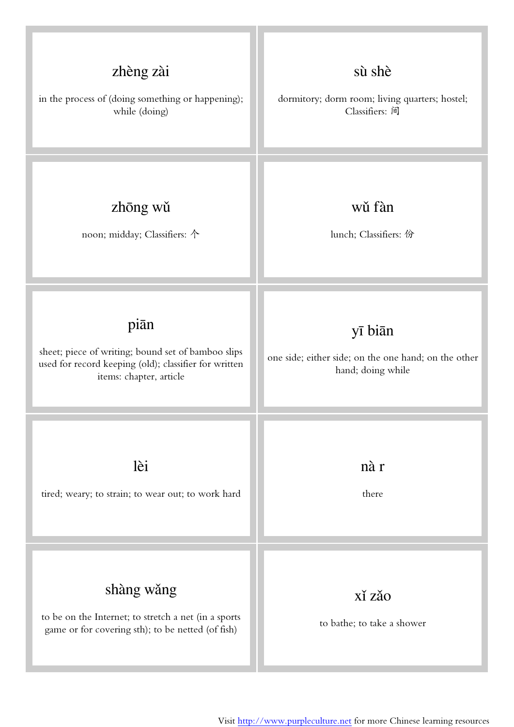| | |
|---|---|
| **zhèng zài**<br>in the process of (doing something or happening); while (doing) | **sù shè**<br>dormitory; dorm room; living quarters; hostel; Classifiers: 间 |
| **zhōng wǔ**<br>noon; midday; Classifiers: 个 | **wǔ fàn**<br>lunch; Classifiers: 份 |
| **piān**<br>sheet; piece of writing; bound set of bamboo slips used for record keeping (old); classifier for written items: chapter, article | **yī biān**<br>one side; either side; on the one hand; on the other hand; doing while |
| **lèi**<br>tired; weary; to strain; to wear out; to work hard | **nà r**<br>there |
| **shàng wǎng**<br>to be on the Internet; to stretch a net (in a sports game or for covering sth); to be netted (of fish) | **xǐ zǎo**<br>to bathe; to take a shower |

Visit http://www.purpleculture.net for more Chinese learning resources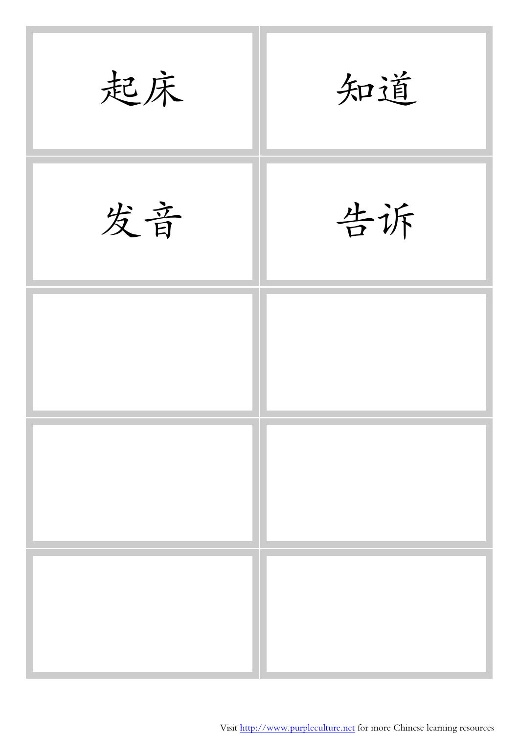| | |
|---|---|
| 起床 | 知道 |
| 发音 | 告诉 |
| | |
| | |
| | |

Visit http://www.purpleculture.net for more Chinese learning resources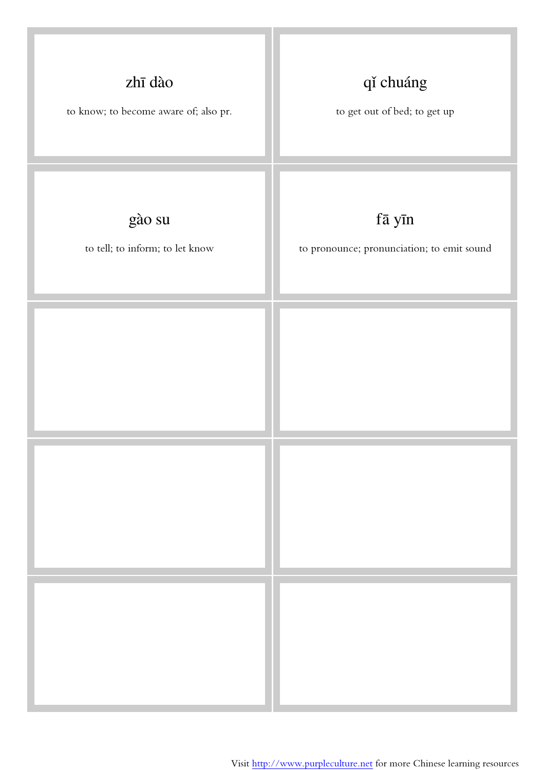| | |
|---|---|
| zhī dào<br><br>to know; to become aware of; also pr. | qǐ chuáng<br><br>to get out of bed; to get up |
| gào su<br><br>to tell; to inform; to let know | fā yīn<br><br>to pronounce; pronunciation; to emit sound |
| | |
| | |
| | |

Visit http://www.purpleculture.net for more Chinese learning resources